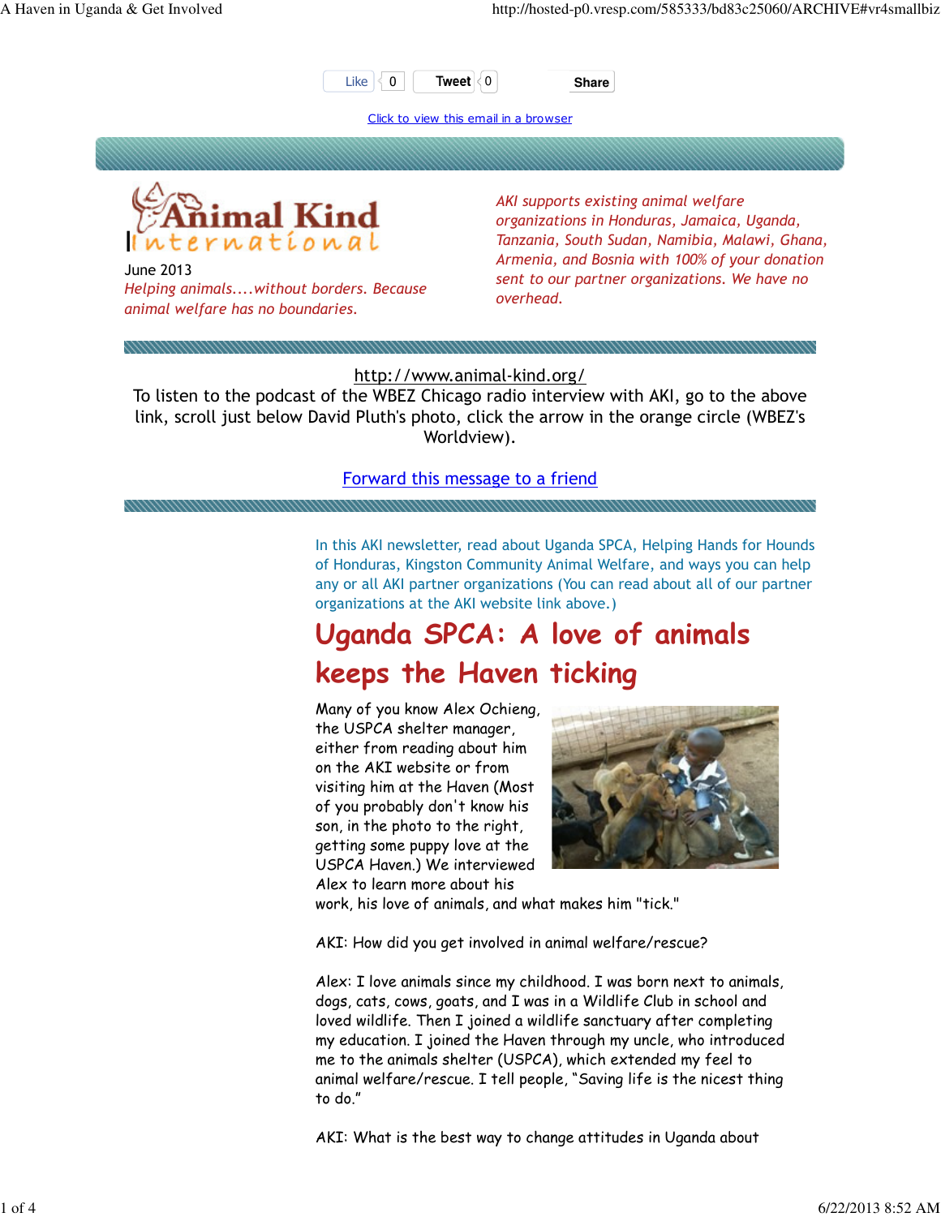Like 0 Tweet 0 Share

Click to view this email in a browser

**Animal Kind International**

June 2013

*Helping animals....without borders. Because animal welfare has no boundaries.*

*AKI supports existing animal welfare organizations in Honduras, Jamaica, Uganda, Tanzania, South Sudan, Namibia, Malawi, Ghana, Armenia, and Bosnia with 100% of your donation sent to our partner organizations. We have no overhead.*

http://www.animal-kind.org/

To listen to the podcast of the WBEZ Chicago radio interview with AKI, go to the above link, scroll just below David Pluth's photo, click the arrow in the orange circle (WBEZ's Worldview).

Forward this message to a friend

In this AKI newsletter, read about Uganda SPCA, Helping Hands for Hounds of Honduras, Kingston Community Animal Welfare, and ways you can help any or all AKI partner organizations (You can read about all of our partner organizations at the AKI website link above.)

# Uganda SPCA: A love of animals keeps the Haven ticking

Many of you know Alex Ochieng, the USPCA shelter manager, either from reading about him on the AKI website or from visiting him at the Haven (Most of you probably don't know his son, in the photo to the right, getting some puppy love at the USPCA Haven.) We interviewed Alex to learn more about his work, his love of animals, and what makes him "tick."

AKI: How did you get involved in animal welfare/rescue?

Alex: I love animals since my childhood. I was born next to animals, dogs, cats, cows, goats, and I was in a Wildlife Club in school and loved wildlife. Then I joined a wildlife sanctuary after completing my education. I joined the Haven through my uncle, who introduced me to the animals shelter (USPCA), which extended my feel to animal welfare/rescue. I tell people, "Saving life is the nicest thing to do."

AKI: What is the best way to change attitudes in Uganda about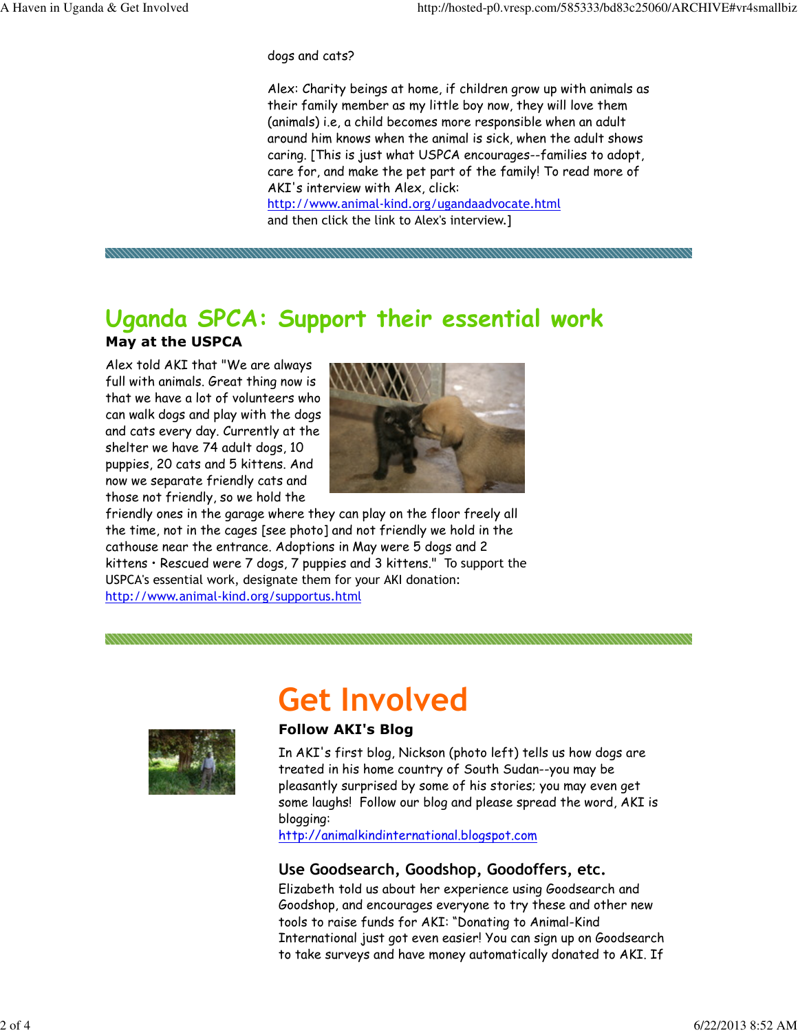dogs and cats?

Alex: Charity beings at home, if children grow up with animals as their family member as my little boy now, they will love them (animals) i.e, a child becomes more responsible when an adult around him knows when the animal is sick, when the adult shows caring. [This is just what USPCA encourages--families to adopt, care for, and make the pet part of the family! To read more of AKI's interview with Alex, click: http://www.animal-kind.org/ugandaadvocate.html and then click the link to Alex's interview.]

## Uganda SPCA: Support their essential work

### May at the USPCA

Alex told AKI that "We are always full with animals. Great thing now is that we have a lot of volunteers who can walk dogs and play with the dogs and cats every day. Currently at the shelter we have 74 adult dogs, 10 puppies, 20 cats and 5 kittens. And now we separate friendly cats and those not friendly, so we hold the friendly ones in the garage where they can play on the floor freely all the time, not in the cages [see photo] and not friendly we hold in the cathouse near the entrance. Adoptions in May were 5 dogs and 2 kittens • Rescued were 7 dogs, 7 puppies and 3 kittens." To support the USPCA's essential work, designate them for your AKI donation: http://www.animal-kind.org/supportus.html

# Get Involved

### Follow AKI's Blog

In AKI's first blog, Nickson (photo left) tells us how dogs are treated in his home country of South Sudan--you may be pleasantly surprised by some of his stories; you may even get some laughs! Follow our blog and please spread the word, AKI is blogging: http://animalkindinternational.blogspot.com

### Use Goodsearch, Goodshop, Goodoffers, etc.

Elizabeth told us about her experience using Goodsearch and Goodshop, and encourages everyone to try these and other new tools to raise funds for AKI: "Donating to Animal-Kind International just got even easier! You can sign up on Goodsearch to take surveys and have money automatically donated to AKI. If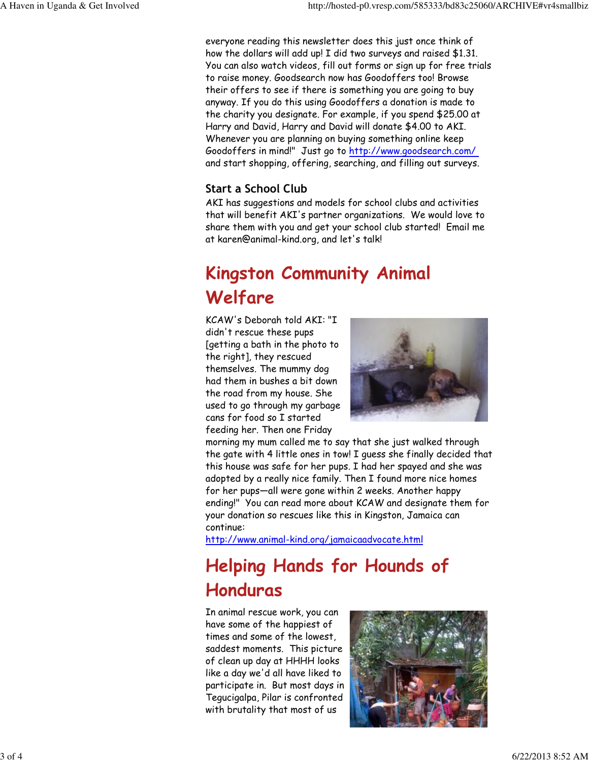everyone reading this newsletter does this just once think of how the dollars will add up! I did two surveys and raised $1.31. You can also watch videos, fill out forms or sign up for free trials to raise money. Goodsearch now has Goodoffers too! Browse their offers to see if there is something you are going to buy anyway. If you do this using Goodoffers a donation is made to the charity you designate. For example, if you spend $25.00 at Harry and David, Harry and David will donate $4.00 to AKI. Whenever you are planning on buying something online keep Goodoffers in mind!" Just go to [http://www.goodsearch.com/](http://www.goodsearch.com/) and start shopping, offering, searching, and filling out surveys.

### Start a School Club

AKI has suggestions and models for school clubs and activities that will benefit AKI's partner organizations. We would love to share them with you and get your school club started! Email me at karen@animal-kind.org, and let's talk!

## Kingston Community Animal Welfare

KCAW's Deborah told AKI: "I didn't rescue these pups [getting a bath in the photo to the right], they rescued themselves. The mummy dog had them in bushes a bit down the road from my house. She used to go through my garbage cans for food so I started feeding her. Then one Friday morning my mum called me to say that she just walked through the gate with 4 little ones in tow! I guess she finally decided that this house was safe for her pups. I had her spayed and she was adopted by a really nice family. Then I found more nice homes for her pups—all were gone within 2 weeks. Another happy ending!" You can read more about KCAW and designate them for your donation so rescues like this in Kingston, Jamaica can continue:
[http://www.animal-kind.org/jamaicaadvocate.html](http://www.animal-kind.org/jamaicaadvocate.html)

## Helping Hands for Hounds of Honduras

In animal rescue work, you can have some of the happiest of times and some of the lowest, saddest moments. This picture of clean up day at HHHH looks like a day we'd all have liked to participate in. But most days in Tegucigalpa, Pilar is confronted with brutality that most of us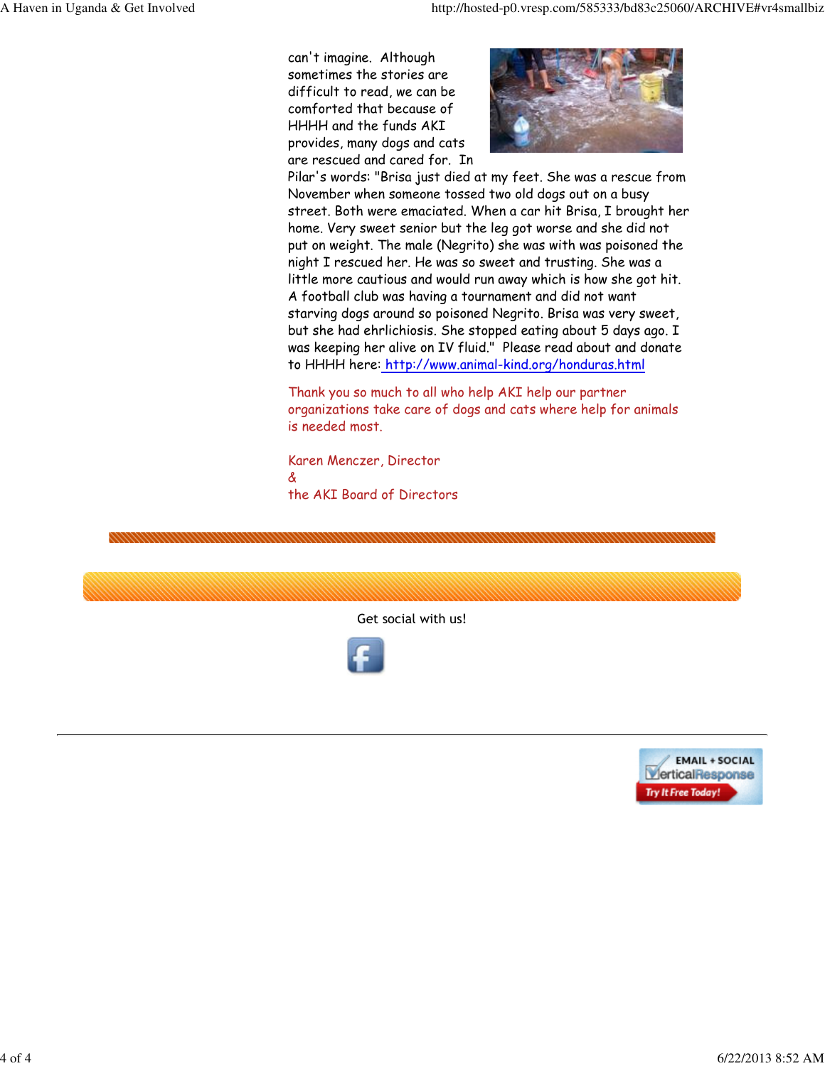can't imagine. Although sometimes the stories are difficult to read, we can be comforted that because of HHHH and the funds AKI provides, many dogs and cats are rescued and cared for. In Pilar's words: "Brisa just died at my feet. She was a rescue from November when someone tossed two old dogs out on a busy street. Both were emaciated. When a car hit Brisa, I brought her home. Very sweet senior but the leg got worse and she did not put on weight. The male (Negrito) she was with was poisoned the night I rescued her. He was so sweet and trusting. She was a little more cautious and would run away which is how she got hit. A football club was having a tournament and did not want starving dogs around so poisoned Negrito. Brisa was very sweet, but she had ehrlichiosis. She stopped eating about 5 days ago. I was keeping her alive on IV fluid." Please read about and donate to HHHH here: http://www.animal-kind.org/honduras.html

Thank you so much to all who help AKI help our partner organizations take care of dogs and cats where help for animals is needed most.

Karen Menczer, Director
&
the AKI Board of Directors

Get social with us!